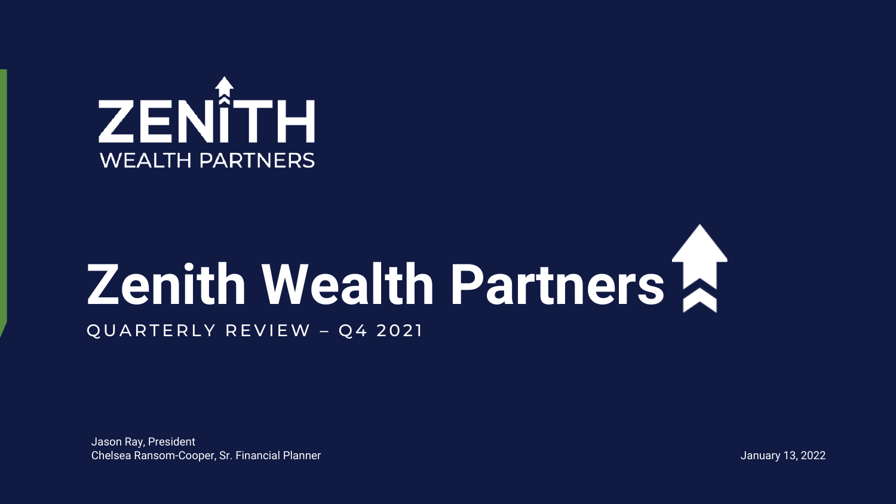ZENITH
WEALTH PARTNERS

# Zenith Wealth Partners

QUARTERLY REVIEW – Q4 2021

Jason Ray, President
Chelsea Ransom-Cooper, Sr. Financial Planner

January 13, 2022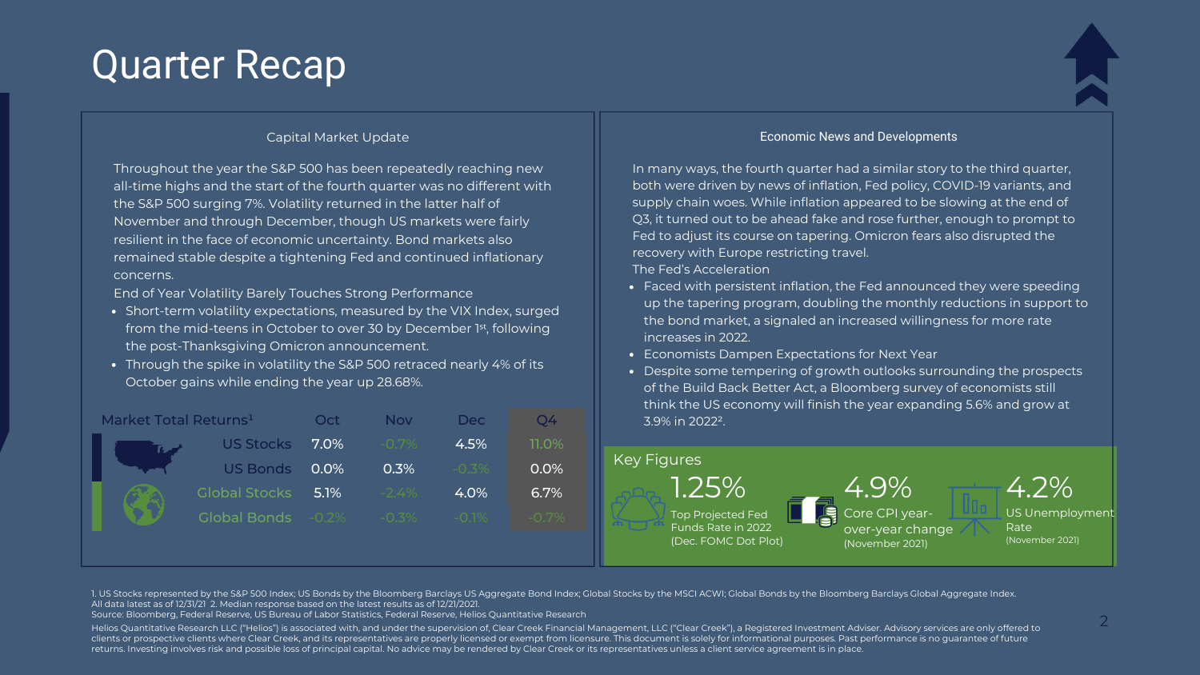# Quarter Recap

## Capital Market Update

Throughout the year the S&P 500 has been repeatedly reaching new all-time highs and the start of the fourth quarter was no different with the S&P 500 surging 7%. Volatility returned in the latter half of November and through December, though US markets were fairly resilient in the face of economic uncertainty. Bond markets also remained stable despite a tightening Fed and continued inflationary concerns.

End of Year Volatility Barely Touches Strong Performance

- Short-term volatility expectations, measured by the VIX Index, surged from the mid-teens in October to over 30 by December 1st, following the post-Thanksgiving Omicron announcement.
- Through the spike in volatility the S&P 500 retraced nearly 4% of its October gains while ending the year up 28.68%.

| Market Total Returns[1] | Oct | Nov | Dec | Q4 |
|---|---|---|---|---|
| US Stocks | 7.0% | -0.7% | 4.5% | 11.0% |
| US Bonds | 0.0% | 0.3% | -0.3% | 0.0% |
| Global Stocks | 5.1% | -2.4% | 4.0% | 6.7% |
| Global Bonds | -0.2% | -0.3% | -0.1% | -0.7% |

## Economic News and Developments

In many ways, the fourth quarter had a similar story to the third quarter, both were driven by news of inflation, Fed policy, COVID-19 variants, and supply chain woes. While inflation appeared to be slowing at the end of Q3, it turned out to be ahead fake and rose further, enough to prompt to Fed to adjust its course on tapering. Omicron fears also disrupted the recovery with Europe restricting travel.

The Fed's Acceleration

- Faced with persistent inflation, the Fed announced they were speeding up the tapering program, doubling the monthly reductions in support to the bond market, a signaled an increased willingness for more rate increases in 2022.
- Economists Dampen Expectations for Next Year
- Despite some tempering of growth outlooks surrounding the prospects of the Build Back Better Act, a Bloomberg survey of economists still think the US economy will finish the year expanding 5.6% and grow at 3.9% in 2022[2].

### Key Figures

- **1.25%** — Top Projected Fed Funds Rate in 2022 (Dec. FOMC Dot Plot)
- **4.9%** — Core CPI year-over-year change (November 2021)
- **4.2%** — US Unemployment Rate (November 2021)

1. US Stocks represented by the S&P 500 Index; US Bonds by the Bloomberg Barclays US Aggregate Bond Index; Global Stocks by the MSCI ACWI; Global Bonds by the Bloomberg Barclays Global Aggregate Index. All data latest as of 12/31/21 2. Median response based on the latest results as of 12/21/2021.
Source: Bloomberg, Federal Reserve, US Bureau of Labor Statistics, Federal Reserve, Helios Quantitative Research

Helios Quantitative Research LLC ("Helios") is associated with, and under the supervision of, Clear Creek Financial Management, LLC ("Clear Creek"), a Registered Investment Adviser. Advisory services are only offered to clients or prospective clients where Clear Creek, and its representatives are properly licensed or exempt from licensure. This document is solely for informational purposes. Past performance is no guarantee of future returns. Investing involves risk and possible loss of principal capital. No advice may be rendered by Clear Creek or its representatives unless a client service agreement is in place.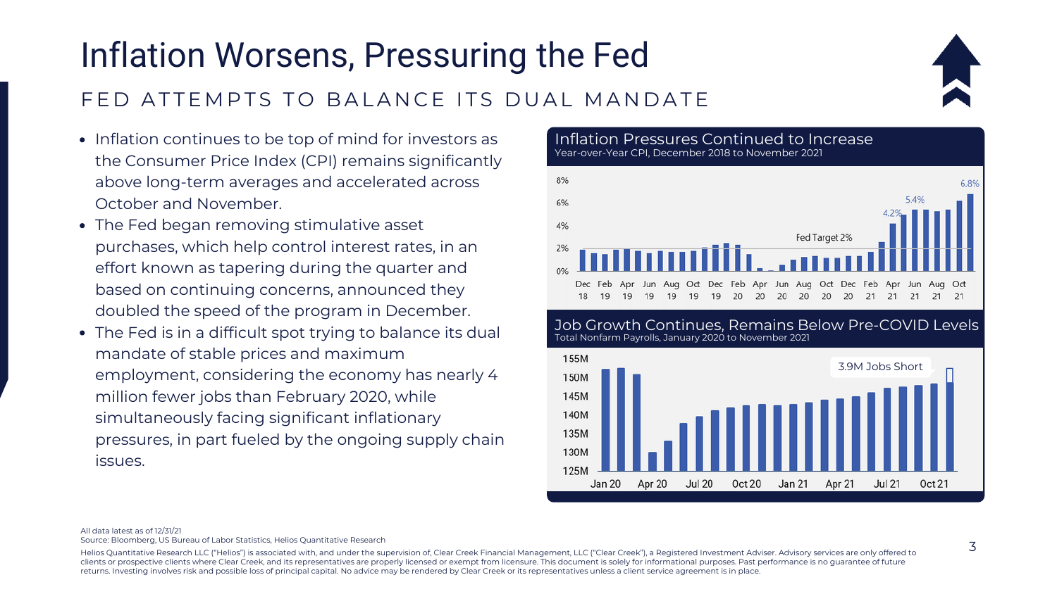# Inflation Worsens, Pressuring the Fed

## FED ATTEMPTS TO BALANCE ITS DUAL MANDATE

- Inflation continues to be top of mind for investors as the Consumer Price Index (CPI) remains significantly above long-term averages and accelerated across October and November.
- The Fed began removing stimulative asset purchases, which help control interest rates, in an effort known as tapering during the quarter and based on continuing concerns, announced they doubled the speed of the program in December.
- The Fed is in a difficult spot trying to balance its dual mandate of stable prices and maximum employment, considering the economy has nearly 4 million fewer jobs than February 2020, while simultaneously facing significant inflationary pressures, in part fueled by the ongoing supply chain issues.

### Inflation Pressures Continued to Increase

Year-over-Year CPI, December 2018 to November 2021

Fed Target 2% · 4.2% · 5.4% · 6.8%

### Job Growth Continues, Remains Below Pre-COVID Levels

Total Nonfarm Payrolls, January 2020 to November 2021

3.9M Jobs Short

All data latest as of 12/31/21

Source: Bloomberg, US Bureau of Labor Statistics, Helios Quantitative Research

Helios Quantitative Research LLC ("Helios") is associated with, and under the supervision of, Clear Creek Financial Management, LLC ("Clear Creek"), a Registered Investment Adviser. Advisory services are only offered to clients or prospective clients where Clear Creek, and its representatives are properly licensed or exempt from licensure. This document is solely for informational purposes. Past performance is no guarantee of future returns. Investing involves risk and possible loss of principal capital. No advice may be rendered by Clear Creek or its representatives unless a client service agreement is in place.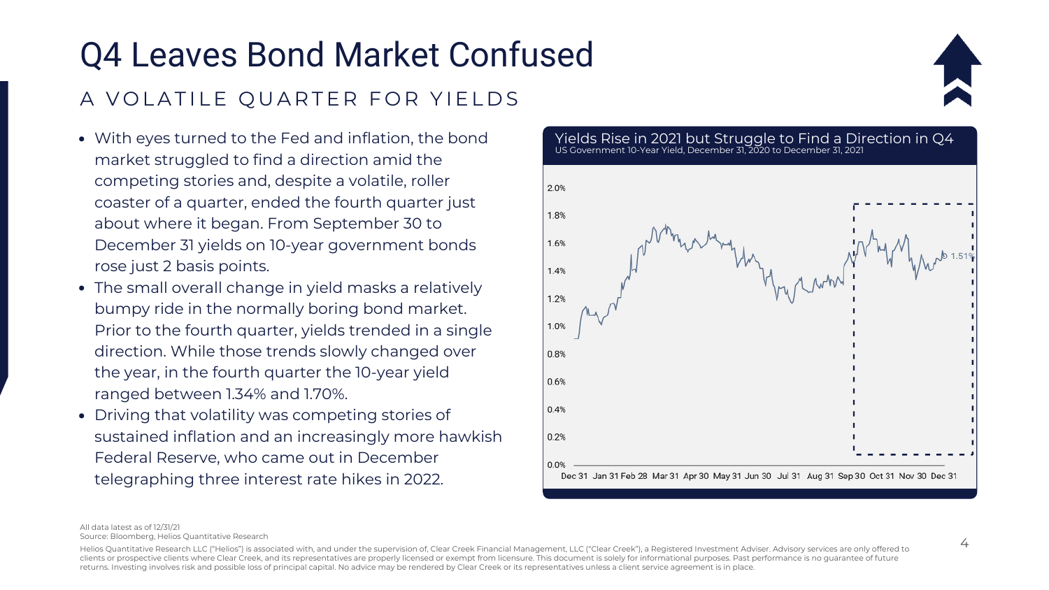# Q4 Leaves Bond Market Confused

## A VOLATILE QUARTER FOR YIELDS

- With eyes turned to the Fed and inflation, the bond market struggled to find a direction amid the competing stories and, despite a volatile, roller coaster of a quarter, ended the fourth quarter just about where it began. From September 30 to December 31 yields on 10-year government bonds rose just 2 basis points.
- The small overall change in yield masks a relatively bumpy ride in the normally boring bond market. Prior to the fourth quarter, yields trended in a single direction. While those trends slowly changed over the year, in the fourth quarter the 10-year yield ranged between 1.34% and 1.70%.
- Driving that volatility was competing stories of sustained inflation and an increasingly more hawkish Federal Reserve, who came out in December telegraphing three interest rate hikes in 2022.

**Yields Rise in 2021 but Struggle to Find a Direction in Q4**

US Government 10-Year Yield, December 31, 2020 to December 31, 2021

All data latest as of 12/31/21

Source: Bloomberg, Helios Quantitative Research

Helios Quantitative Research LLC ("Helios") is associated with, and under the supervision of, Clear Creek Financial Management, LLC ("Clear Creek"), a Registered Investment Adviser. Advisory services are only offered to clients or prospective clients where Clear Creek, and its representatives are properly licensed or exempt from licensure. This document is solely for informational purposes. Past performance is no guarantee of future returns. Investing involves risk and possible loss of principal capital. No advice may be rendered by Clear Creek or its representatives unless a client service agreement is in place.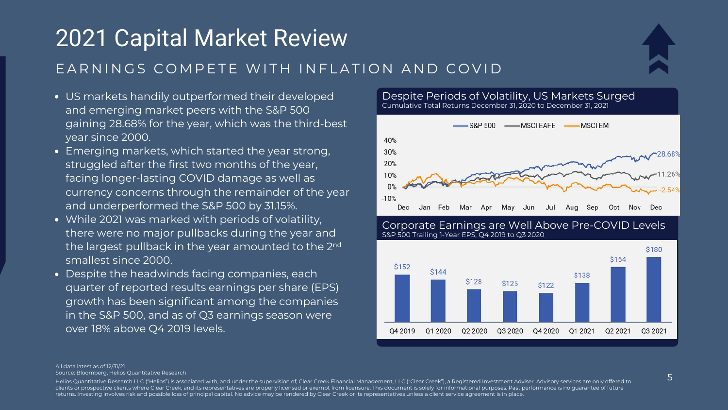# 2021 Capital Market Review

## EARNINGS COMPETE WITH INFLATION AND COVID

- US markets handily outperformed their developed and emerging market peers with the S&P 500 gaining 28.68% for the year, which was the third-best year since 2000.
- Emerging markets, which started the year strong, struggled after the first two months of the year, facing longer-lasting COVID damage as well as currency concerns through the remainder of the year and underperformed the S&P 500 by 31.15%.
- While 2021 was marked with periods of volatility, there were no major pullbacks during the year and the largest pullback in the year amounted to the 2nd smallest since 2000.
- Despite the headwinds facing companies, each quarter of reported results earnings per share (EPS) growth has been significant among the companies in the S&P 500, and as of Q3 earnings season were over 18% above Q4 2019 levels.

### Despite Periods of Volatility, US Markets Surged

Cumulative Total Returns December 31, 2020 to December 31, 2021

| Index | Cumulative Total Return |
|---|---|
| S&P 500 | 28.68% |
| MSCI EAFE | 11.26% |
| MSCI EM | -2.54% |

### Corporate Earnings are Well Above Pre-COVID Levels

S&P 500 Trailing 1-Year EPS, Q4 2019 to Q3 2020

| Q4 2019 | Q1 2020 | Q2 2020 | Q3 2020 | Q4 2020 | Q1 2021 | Q2 2021 | Q3 2021 |
|---|---|---|---|---|---|---|---|
| $152 | $144 | $128 | $125 | $122 | $138 | $164 | $180 |

All data latest as of 12/31/21

Source: Bloomberg, Helios Quantitative Research

Helios Quantitative Research LLC ("Helios") is associated with, and under the supervision of, Clear Creek Financial Management, LLC ("Clear Creek"), a Registered Investment Adviser. Advisory services are only offered to clients or prospective clients where Clear Creek, and its representatives are properly licensed or exempt from licensure. This document is solely for informational purposes. Past performance is no guarantee of future returns. Investing involves risk and possible loss of principal capital. No advice may be rendered by Clear Creek or its representatives unless a client service agreement is in place.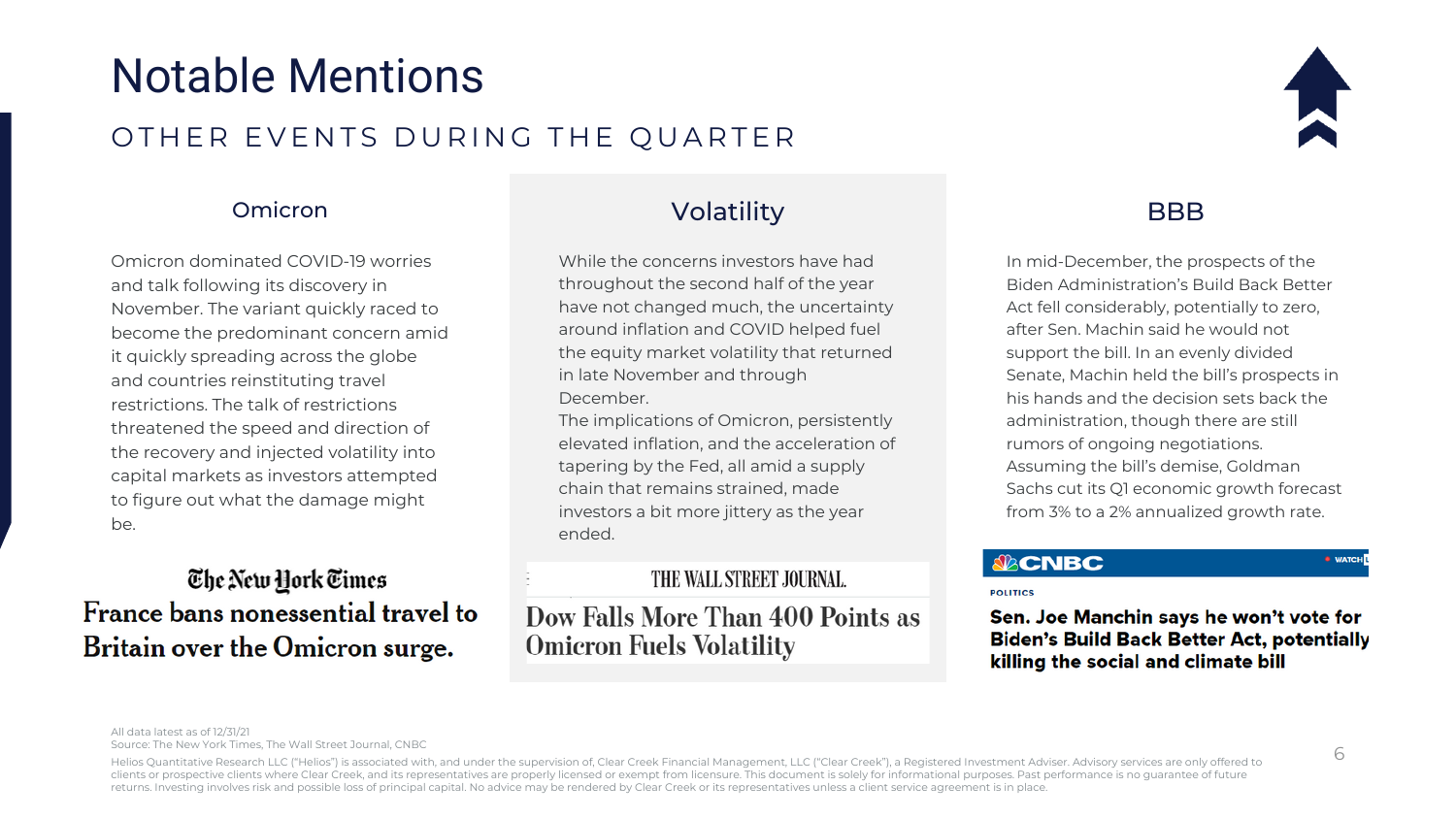# Notable Mentions

## OTHER EVENTS DURING THE QUARTER

### Omicron

Omicron dominated COVID-19 worries and talk following its discovery in November. The variant quickly raced to become the predominant concern amid it quickly spreading across the globe and countries reinstituting travel restrictions. The talk of restrictions threatened the speed and direction of the recovery and injected volatility into capital markets as investors attempted to figure out what the damage might be.

**The New York Times**

**France bans nonessential travel to Britain over the Omicron surge.**

### Volatility

While the concerns investors have had throughout the second half of the year have not changed much, the uncertainty around inflation and COVID helped fuel the equity market volatility that returned in late November and through December.

The implications of Omicron, persistently elevated inflation, and the acceleration of tapering by the Fed, all amid a supply chain that remains strained, made investors a bit more jittery as the year ended.

**THE WALL STREET JOURNAL.**

**Dow Falls More Than 400 Points as Omicron Fuels Volatility**

### BBB

In mid-December, the prospects of the Biden Administration's Build Back Better Act fell considerably, potentially to zero, after Sen. Machin said he would not support the bill. In an evenly divided Senate, Machin held the bill's prospects in his hands and the decision sets back the administration, though there are still rumors of ongoing negotiations. Assuming the bill's demise, Goldman Sachs cut its Q1 economic growth forecast from 3% to a 2% annualized growth rate.

**CNBC**

POLITICS

**Sen. Joe Manchin says he won't vote for Biden's Build Back Better Act, potentially killing the social and climate bill**

All data latest as of 12/31/21

Source: The New York Times, The Wall Street Journal, CNBC

Helios Quantitative Research LLC ("Helios") is associated with, and under the supervision of, Clear Creek Financial Management, LLC ("Clear Creek"), a Registered Investment Adviser. Advisory services are only offered to clients or prospective clients where Clear Creek, and its representatives are properly licensed or exempt from licensure. This document is solely for informational purposes. Past performance is no guarantee of future returns. Investing involves risk and possible loss of principal capital. No advice may be rendered by Clear Creek or its representatives unless a client service agreement is in place.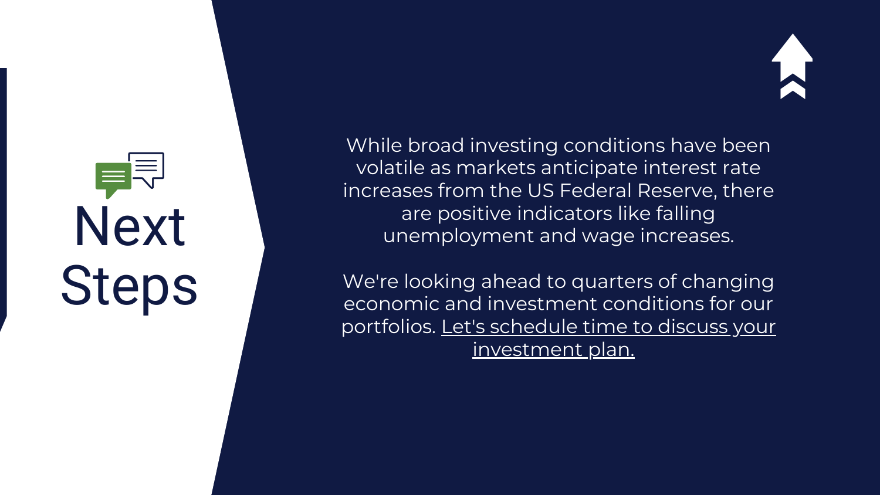# Next Steps

While broad investing conditions have been volatile as markets anticipate interest rate increases from the US Federal Reserve, there are positive indicators like falling unemployment and wage increases.

We're looking ahead to quarters of changing economic and investment conditions for our portfolios. Let's schedule time to discuss your investment plan.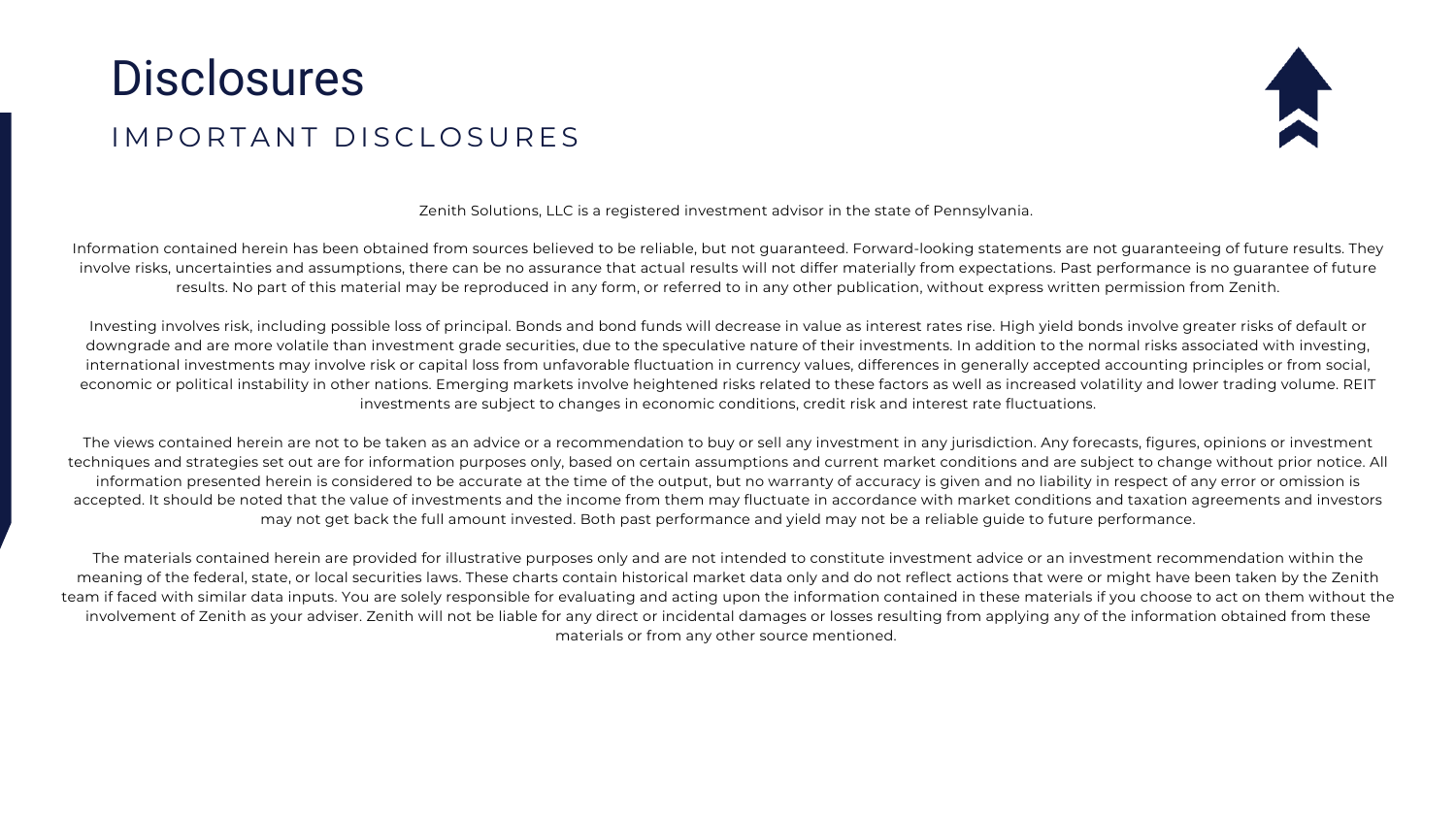# Disclosures

## IMPORTANT DISCLOSURES

Zenith Solutions, LLC is a registered investment advisor in the state of Pennsylvania.

Information contained herein has been obtained from sources believed to be reliable, but not guaranteed. Forward-looking statements are not guaranteeing of future results. They involve risks, uncertainties and assumptions, there can be no assurance that actual results will not differ materially from expectations. Past performance is no guarantee of future results. No part of this material may be reproduced in any form, or referred to in any other publication, without express written permission from Zenith.

Investing involves risk, including possible loss of principal. Bonds and bond funds will decrease in value as interest rates rise. High yield bonds involve greater risks of default or downgrade and are more volatile than investment grade securities, due to the speculative nature of their investments. In addition to the normal risks associated with investing, international investments may involve risk or capital loss from unfavorable fluctuation in currency values, differences in generally accepted accounting principles or from social, economic or political instability in other nations. Emerging markets involve heightened risks related to these factors as well as increased volatility and lower trading volume. REIT investments are subject to changes in economic conditions, credit risk and interest rate fluctuations.

The views contained herein are not to be taken as an advice or a recommendation to buy or sell any investment in any jurisdiction. Any forecasts, figures, opinions or investment techniques and strategies set out are for information purposes only, based on certain assumptions and current market conditions and are subject to change without prior notice. All information presented herein is considered to be accurate at the time of the output, but no warranty of accuracy is given and no liability in respect of any error or omission is accepted. It should be noted that the value of investments and the income from them may fluctuate in accordance with market conditions and taxation agreements and investors may not get back the full amount invested. Both past performance and yield may not be a reliable guide to future performance.

The materials contained herein are provided for illustrative purposes only and are not intended to constitute investment advice or an investment recommendation within the meaning of the federal, state, or local securities laws. These charts contain historical market data only and do not reflect actions that were or might have been taken by the Zenith team if faced with similar data inputs. You are solely responsible for evaluating and acting upon the information contained in these materials if you choose to act on them without the involvement of Zenith as your adviser. Zenith will not be liable for any direct or incidental damages or losses resulting from applying any of the information obtained from these materials or from any other source mentioned.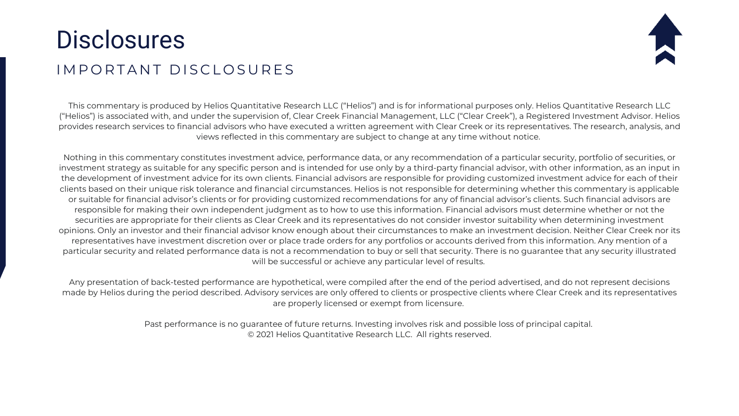# Disclosures

## IMPORTANT DISCLOSURES

This commentary is produced by Helios Quantitative Research LLC ("Helios") and is for informational purposes only. Helios Quantitative Research LLC ("Helios") is associated with, and under the supervision of, Clear Creek Financial Management, LLC ("Clear Creek"), a Registered Investment Advisor. Helios provides research services to financial advisors who have executed a written agreement with Clear Creek or its representatives. The research, analysis, and views reflected in this commentary are subject to change at any time without notice.

Nothing in this commentary constitutes investment advice, performance data, or any recommendation of a particular security, portfolio of securities, or investment strategy as suitable for any specific person and is intended for use only by a third-party financial advisor, with other information, as an input in the development of investment advice for its own clients. Financial advisors are responsible for providing customized investment advice for each of their clients based on their unique risk tolerance and financial circumstances. Helios is not responsible for determining whether this commentary is applicable or suitable for financial advisor's clients or for providing customized recommendations for any of financial advisor's clients. Such financial advisors are responsible for making their own independent judgment as to how to use this information. Financial advisors must determine whether or not the securities are appropriate for their clients as Clear Creek and its representatives do not consider investor suitability when determining investment opinions. Only an investor and their financial advisor know enough about their circumstances to make an investment decision. Neither Clear Creek nor its representatives have investment discretion over or place trade orders for any portfolios or accounts derived from this information. Any mention of a particular security and related performance data is not a recommendation to buy or sell that security. There is no guarantee that any security illustrated will be successful or achieve any particular level of results.

Any presentation of back-tested performance are hypothetical, were compiled after the end of the period advertised, and do not represent decisions made by Helios during the period described. Advisory services are only offered to clients or prospective clients where Clear Creek and its representatives are properly licensed or exempt from licensure.

Past performance is no guarantee of future returns. Investing involves risk and possible loss of principal capital.
© 2021 Helios Quantitative Research LLC. All rights reserved.